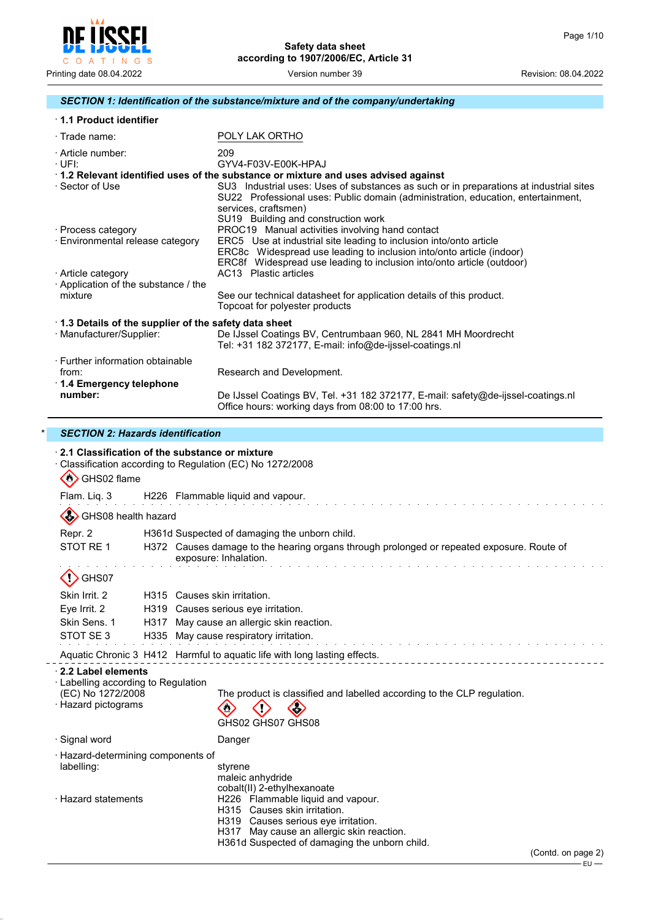# Safety data sheet
according to 1907/2006/EC, Article 31

Printing date 08.04.2022 | Version number 39 | Revision: 08.04.2022

## SECTION 1: Identification of the substance/mixture and of the company/undertaking

· **1.1 Product identifier**

· Trade name: POLY LAK ORTHO

· Article number: 209
· UFI: GYV4-F03V-E00K-HPAJ

· **1.2 Relevant identified uses of the substance or mixture and uses advised against**

· Sector of Use
SU3 Industrial uses: Uses of substances as such or in preparations at industrial sites
SU22 Professional uses: Public domain (administration, education, entertainment, services, craftsmen)
SU19 Building and construction work

· Process category
PROC19 Manual activities involving hand contact

· Environmental release category
ERC5 Use at industrial site leading to inclusion into/onto article
ERC8c Widespread use leading to inclusion into/onto article (indoor)
ERC8f Widespread use leading to inclusion into/onto article (outdoor)

· Article category
AC13 Plastic articles

· Application of the substance / the mixture
See our technical datasheet for application details of this product.
Topcoat for polyester products

· **1.3 Details of the supplier of the safety data sheet**

· Manufacturer/Supplier:
De IJssel Coatings BV, Centrumbaan 960, NL 2841 MH Moordrecht
Tel: +31 182 372177, E-mail: info@de-ijssel-coatings.nl

· Further information obtainable from: Research and Development.

· **1.4 Emergency telephone number:**
De IJssel Coatings BV, Tel. +31 182 372177, E-mail: safety@de-ijssel-coatings.nl
Office hours: working days from 08:00 to 17:00 hrs.

## * SECTION 2: Hazards identification

· **2.1 Classification of the substance or mixture**

· Classification according to Regulation (EC) No 1272/2008

GHS02 flame

Flam. Liq. 3 H226 Flammable liquid and vapour.

GHS08 health hazard

Repr. 2 H361d Suspected of damaging the unborn child.

STOT RE 1 H372 Causes damage to the hearing organs through prolonged or repeated exposure. Route of exposure: Inhalation.

GHS07

Skin Irrit. 2 H315 Causes skin irritation.

Eye Irrit. 2 H319 Causes serious eye irritation.

Skin Sens. 1 H317 May cause an allergic skin reaction.

STOT SE 3 H335 May cause respiratory irritation.

Aquatic Chronic 3 H412 Harmful to aquatic life with long lasting effects.

· **2.2 Label elements**

· Labelling according to Regulation (EC) No 1272/2008
The product is classified and labelled according to the CLP regulation.

· Hazard pictograms
GHS02 GHS07 GHS08

· Signal word
Danger

· Hazard-determining components of labelling:
styrene
maleic anhydride
cobalt(II) 2-ethylhexanoate

· Hazard statements
H226 Flammable liquid and vapour.
H315 Causes skin irritation.
H319 Causes serious eye irritation.
H317 May cause an allergic skin reaction.
H361d Suspected of damaging the unborn child.

(Contd. on page 2)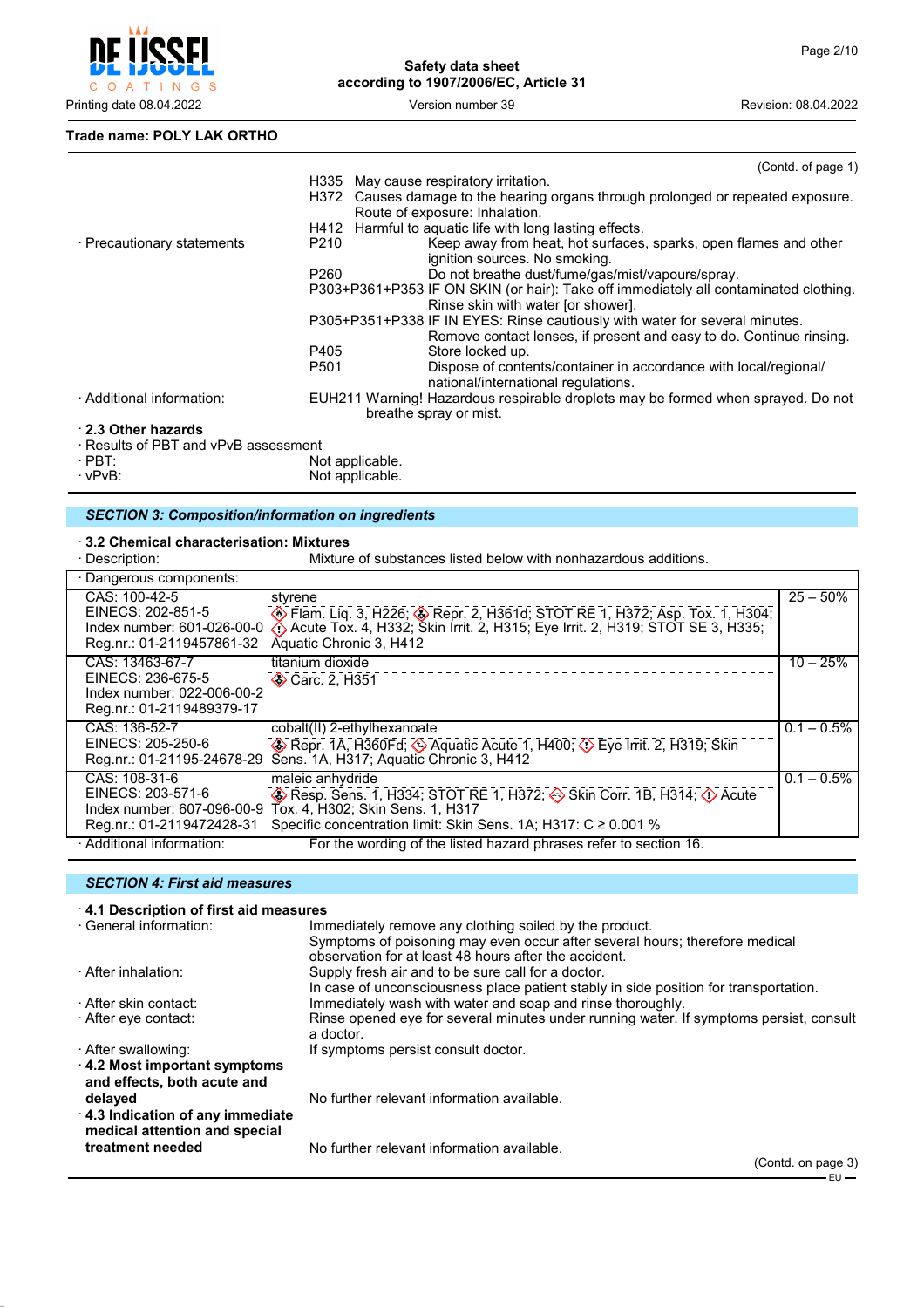**Trade name: POLY LAK ORTHO**

(Contd. of page 1)

H335 May cause respiratory irritation.
H372 Causes damage to the hearing organs through prolonged or repeated exposure. Route of exposure: Inhalation.
H412 Harmful to aquatic life with long lasting effects.

· Precautionary statements

P210 Keep away from heat, hot surfaces, sparks, open flames and other ignition sources. No smoking.
P260 Do not breathe dust/fume/gas/mist/vapours/spray.
P303+P361+P353 IF ON SKIN (or hair): Take off immediately all contaminated clothing. Rinse skin with water [or shower].
P305+P351+P338 IF IN EYES: Rinse cautiously with water for several minutes. Remove contact lenses, if present and easy to do. Continue rinsing.
P405 Store locked up.
P501 Dispose of contents/container in accordance with local/regional/ national/international regulations.

· Additional information: EUH211 Warning! Hazardous respirable droplets may be formed when sprayed. Do not breathe spray or mist.

· **2.3 Other hazards**
· Results of PBT and vPvB assessment
· PBT: Not applicable.
· vPvB: Not applicable.

## *SECTION 3: Composition/information on ingredients*

· **3.2 Chemical characterisation: Mixtures**
· Description: Mixture of substances listed below with nonhazardous additions.

· Dangerous components:

| Identifiers | Substance / Classification | Concentration |
|---|---|---|
| CAS: 100-42-5<br>EINECS: 202-851-5<br>Index number: 601-026-00-0<br>Reg.nr.: 01-2119457861-32 | styrene<br>Flam. Liq. 3, H226; Repr. 2, H361d; STOT RE 1, H372; Asp. Tox. 1, H304; Acute Tox. 4, H332; Skin Irrit. 2, H315; Eye Irrit. 2, H319; STOT SE 3, H335; Aquatic Chronic 3, H412 | 25 – 50% |
| CAS: 13463-67-7<br>EINECS: 236-675-5<br>Index number: 022-006-00-2<br>Reg.nr.: 01-2119489379-17 | titanium dioxide<br>Carc. 2, H351 | 10 – 25% |
| CAS: 136-52-7<br>EINECS: 205-250-6<br>Reg.nr.: 01-21195-24678-29 | cobalt(II) 2-ethylhexanoate<br>Repr. 1A, H360Fd; Aquatic Acute 1, H400; Eye Irrit. 2, H319; Skin Sens. 1A, H317; Aquatic Chronic 3, H412 | 0.1 – 0.5% |
| CAS: 108-31-6<br>EINECS: 203-571-6<br>Index number: 607-096-00-9<br>Reg.nr.: 01-2119472428-31 | maleic anhydride<br>Resp. Sens. 1, H334; STOT RE 1, H372; Skin Corr. 1B, H314; Acute Tox. 4, H302; Skin Sens. 1, H317<br>Specific concentration limit: Skin Sens. 1A; H317: C ≥ 0.001 % | 0.1 – 0.5% |

· Additional information: For the wording of the listed hazard phrases refer to section 16.

## *SECTION 4: First aid measures*

· **4.1 Description of first aid measures**
· General information: Immediately remove any clothing soiled by the product. Symptoms of poisoning may even occur after several hours; therefore medical observation for at least 48 hours after the accident.
· After inhalation: Supply fresh air and to be sure call for a doctor. In case of unconsciousness place patient stably in side position for transportation.
· After skin contact: Immediately wash with water and soap and rinse thoroughly.
· After eye contact: Rinse opened eye for several minutes under running water. If symptoms persist, consult a doctor.
· After swallowing: If symptoms persist consult doctor.
· **4.2 Most important symptoms and effects, both acute and delayed** No further relevant information available.
· **4.3 Indication of any immediate medical attention and special treatment needed** No further relevant information available.

(Contd. on page 3)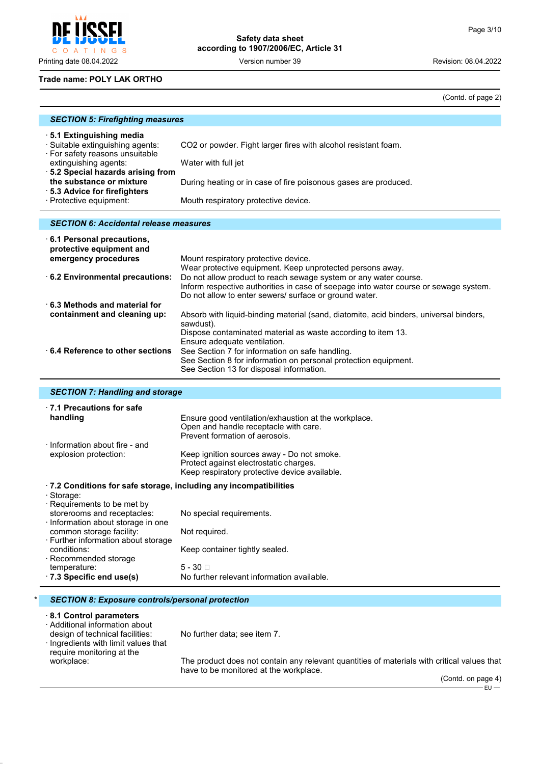Trade name: POLY LAK ORTHO

(Contd. of page 2)

## SECTION 5: Firefighting measures

- **5.1 Extinguishing media**
- Suitable extinguishing agents: CO2 or powder. Fight larger fires with alcohol resistant foam.
- For safety reasons unsuitable extinguishing agents: Water with full jet
- **5.2 Special hazards arising from the substance or mixture** During heating or in case of fire poisonous gases are produced.
- **5.3 Advice for firefighters**
- Protective equipment: Mouth respiratory protective device.

## SECTION 6: Accidental release measures

- **6.1 Personal precautions, protective equipment and emergency procedures** Mount respiratory protective device. Wear protective equipment. Keep unprotected persons away.
- **6.2 Environmental precautions:** Do not allow product to reach sewage system or any water course. Inform respective authorities in case of seepage into water course or sewage system. Do not allow to enter sewers/ surface or ground water.
- **6.3 Methods and material for containment and cleaning up:** Absorb with liquid-binding material (sand, diatomite, acid binders, universal binders, sawdust). Dispose contaminated material as waste according to item 13. Ensure adequate ventilation.
- **6.4 Reference to other sections** See Section 7 for information on safe handling. See Section 8 for information on personal protection equipment. See Section 13 for disposal information.

## SECTION 7: Handling and storage

- **7.1 Precautions for safe handling** Ensure good ventilation/exhaustion at the workplace. Open and handle receptacle with care. Prevent formation of aerosols.
- Information about fire - and explosion protection: Keep ignition sources away - Do not smoke. Protect against electrostatic charges. Keep respiratory protective device available.
- **7.2 Conditions for safe storage, including any incompatibilities**
- Storage:
- Requirements to be met by storerooms and receptacles: No special requirements.
- Information about storage in one common storage facility: Not required.
- Further information about storage conditions: Keep container tightly sealed.
- Recommended storage temperature: 5 - 30 
- **7.3 Specific end use(s)** No further relevant information available.

## * SECTION 8: Exposure controls/personal protection

- **8.1 Control parameters**
- Additional information about design of technical facilities: No further data; see item 7.
- Ingredients with limit values that require monitoring at the workplace: The product does not contain any relevant quantities of materials with critical values that have to be monitored at the workplace.

(Contd. on page 4)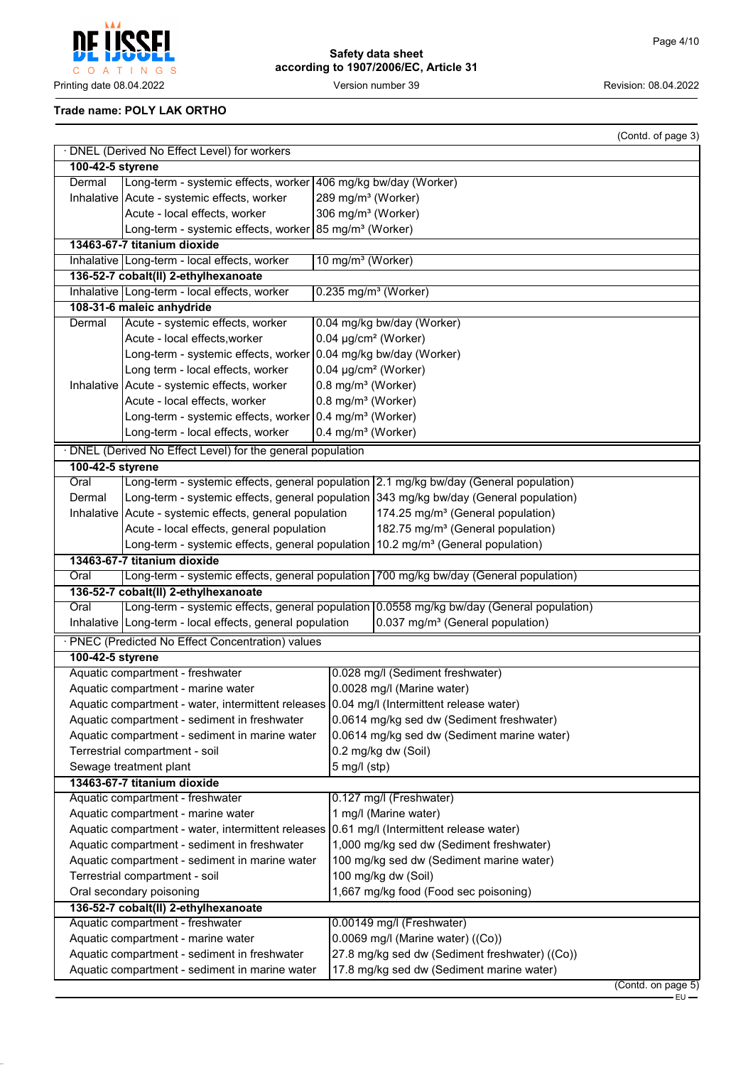Trade name: POLY LAK ORTHO

(Contd. of page 3)

· DNEL (Derived No Effect Level) for workers

| | | |
|---|---|---|
| **100-42-5 styrene** | | |
| Dermal | Long-term - systemic effects, worker | 406 mg/kg bw/day (Worker) |
| Inhalative | Acute - systemic effects, worker | 289 mg/m³ (Worker) |
| | Acute - local effects, worker | 306 mg/m³ (Worker) |
| | Long-term - systemic effects, worker | 85 mg/m³ (Worker) |
| **13463-67-7 titanium dioxide** | | |
| Inhalative | Long-term - local effects, worker | 10 mg/m³ (Worker) |
| **136-52-7 cobalt(II) 2-ethylhexanoate** | | |
| Inhalative | Long-term - local effects, worker | 0.235 mg/m³ (Worker) |
| **108-31-6 maleic anhydride** | | |
| Dermal | Acute - systemic effects, worker | 0.04 mg/kg bw/day (Worker) |
| | Acute - local effects,worker | 0.04 µg/cm² (Worker) |
| | Long-term - systemic effects, worker | 0.04 mg/kg bw/day (Worker) |
| | Long term - local effects, worker | 0.04 µg/cm² (Worker) |
| Inhalative | Acute - systemic effects, worker | 0.8 mg/m³ (Worker) |
| | Acute - local effects, worker | 0.8 mg/m³ (Worker) |
| | Long-term - systemic effects, worker | 0.4 mg/m³ (Worker) |
| | Long-term - local effects, worker | 0.4 mg/m³ (Worker) |

· DNEL (Derived No Effect Level) for the general population

| | | |
|---|---|---|
| **100-42-5 styrene** | | |
| Oral | Long-term - systemic effects, general population | 2.1 mg/kg bw/day (General population) |
| Dermal | Long-term - systemic effects, general population | 343 mg/kg bw/day (General population) |
| Inhalative | Acute - systemic effects, general population | 174.25 mg/m³ (General population) |
| | Acute - local effects, general population | 182.75 mg/m³ (General population) |
| | Long-term - systemic effects, general population | 10.2 mg/m³ (General population) |
| **13463-67-7 titanium dioxide** | | |
| Oral | Long-term - systemic effects, general population | 700 mg/kg bw/day (General population) |
| **136-52-7 cobalt(II) 2-ethylhexanoate** | | |
| Oral | Long-term - systemic effects, general population | 0.0558 mg/kg bw/day (General population) |
| Inhalative | Long-term - local effects, general population | 0.037 mg/m³ (General population) |

· PNEC (Predicted No Effect Concentration) values

| | |
|---|---|
| **100-42-5 styrene** | |
| Aquatic compartment - freshwater | 0.028 mg/l (Sediment freshwater) |
| Aquatic compartment - marine water | 0.0028 mg/l (Marine water) |
| Aquatic compartment - water, intermittent releases | 0.04 mg/l (Intermittent release water) |
| Aquatic compartment - sediment in freshwater | 0.0614 mg/kg sed dw (Sediment freshwater) |
| Aquatic compartment - sediment in marine water | 0.0614 mg/kg sed dw (Sediment marine water) |
| Terrestrial compartment - soil | 0.2 mg/kg dw (Soil) |
| Sewage treatment plant | 5 mg/l (stp) |
| **13463-67-7 titanium dioxide** | |
| Aquatic compartment - freshwater | 0.127 mg/l (Freshwater) |
| Aquatic compartment - marine water | 1 mg/l (Marine water) |
| Aquatic compartment - water, intermittent releases | 0.61 mg/l (Intermittent release water) |
| Aquatic compartment - sediment in freshwater | 1,000 mg/kg sed dw (Sediment freshwater) |
| Aquatic compartment - sediment in marine water | 100 mg/kg sed dw (Sediment marine water) |
| Terrestrial compartment - soil | 100 mg/kg dw (Soil) |
| Oral secondary poisoning | 1,667 mg/kg food (Food sec poisoning) |
| **136-52-7 cobalt(II) 2-ethylhexanoate** | |
| Aquatic compartment - freshwater | 0.00149 mg/l (Freshwater) |
| Aquatic compartment - marine water | 0.0069 mg/l (Marine water) ((Co)) |
| Aquatic compartment - sediment in freshwater | 27.8 mg/kg sed dw (Sediment freshwater) ((Co)) |
| Aquatic compartment - sediment in marine water | 17.8 mg/kg sed dw (Sediment marine water) |

(Contd. on page 5)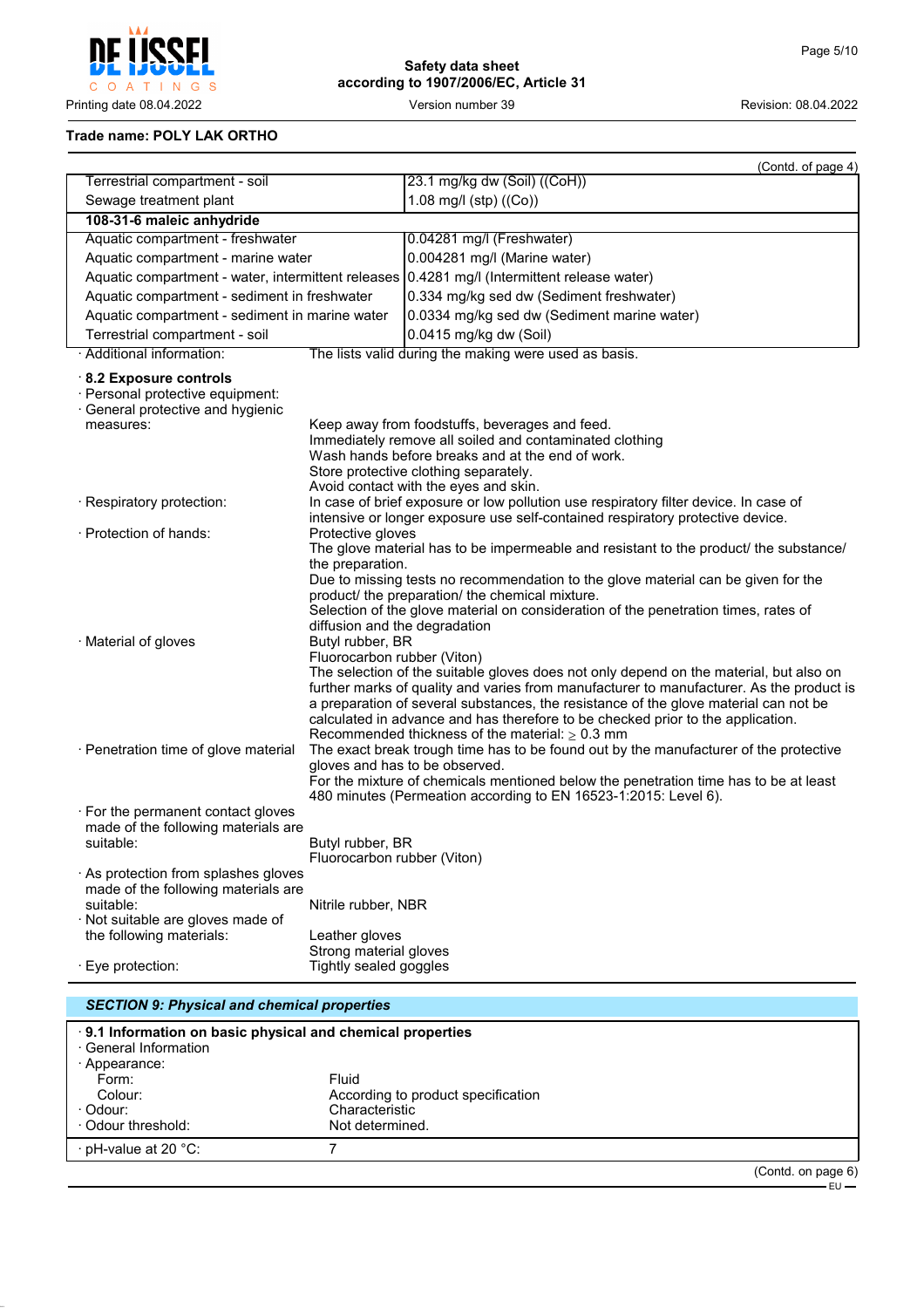**Trade name: POLY LAK ORTHO**

(Contd. of page 4)

| | |
|---|---|
| Terrestrial compartment - soil | 23.1 mg/kg dw (Soil) ((CoH)) |
| Sewage treatment plant | 1.08 mg/l (stp) ((Co)) |
| **108-31-6 maleic anhydride** | |
| Aquatic compartment - freshwater | 0.04281 mg/l (Freshwater) |
| Aquatic compartment - marine water | 0.004281 mg/l (Marine water) |
| Aquatic compartment - water, intermittent releases | 0.4281 mg/l (Intermittent release water) |
| Aquatic compartment - sediment in freshwater | 0.334 mg/kg sed dw (Sediment freshwater) |
| Aquatic compartment - sediment in marine water | 0.0334 mg/kg sed dw (Sediment marine water) |
| Terrestrial compartment - soil | 0.0415 mg/kg dw (Soil) |

· Additional information: The lists valid during the making were used as basis.

**· 8.2 Exposure controls**

· Personal protective equipment:

· General protective and hygienic measures:
Keep away from foodstuffs, beverages and feed.
Immediately remove all soiled and contaminated clothing
Wash hands before breaks and at the end of work.
Store protective clothing separately.
Avoid contact with the eyes and skin.

· Respiratory protection: In case of brief exposure or low pollution use respiratory filter device. In case of intensive or longer exposure use self-contained respiratory protective device.

· Protection of hands: Protective gloves
The glove material has to be impermeable and resistant to the product/ the substance/ the preparation.
Due to missing tests no recommendation to the glove material can be given for the product/ the preparation/ the chemical mixture.
Selection of the glove material on consideration of the penetration times, rates of diffusion and the degradation

· Material of gloves Butyl rubber, BR
Fluorocarbon rubber (Viton)
The selection of the suitable gloves does not only depend on the material, but also on further marks of quality and varies from manufacturer to manufacturer. As the product is a preparation of several substances, the resistance of the glove material can not be calculated in advance and has therefore to be checked prior to the application.
Recommended thickness of the material: $\geq$ 0.3 mm

· Penetration time of glove material The exact break trough time has to be found out by the manufacturer of the protective gloves and has to be observed.
For the mixture of chemicals mentioned below the penetration time has to be at least 480 minutes (Permeation according to EN 16523-1:2015: Level 6).

· For the permanent contact gloves made of the following materials are suitable:
Butyl rubber, BR
Fluorocarbon rubber (Viton)

· As protection from splashes gloves made of the following materials are suitable:
Nitrile rubber, NBR

· Not suitable are gloves made of the following materials:
Leather gloves
Strong material gloves

· Eye protection: Tightly sealed goggles

## *SECTION 9: Physical and chemical properties*

**· 9.1 Information on basic physical and chemical properties**

· General Information

· Appearance:

| | |
|---|---|
| Form: | Fluid |
| Colour: | According to product specification |
| · Odour: | Characteristic |
| · Odour threshold: | Not determined. |
| · pH-value at 20 °C: | 7 |

(Contd. on page 6)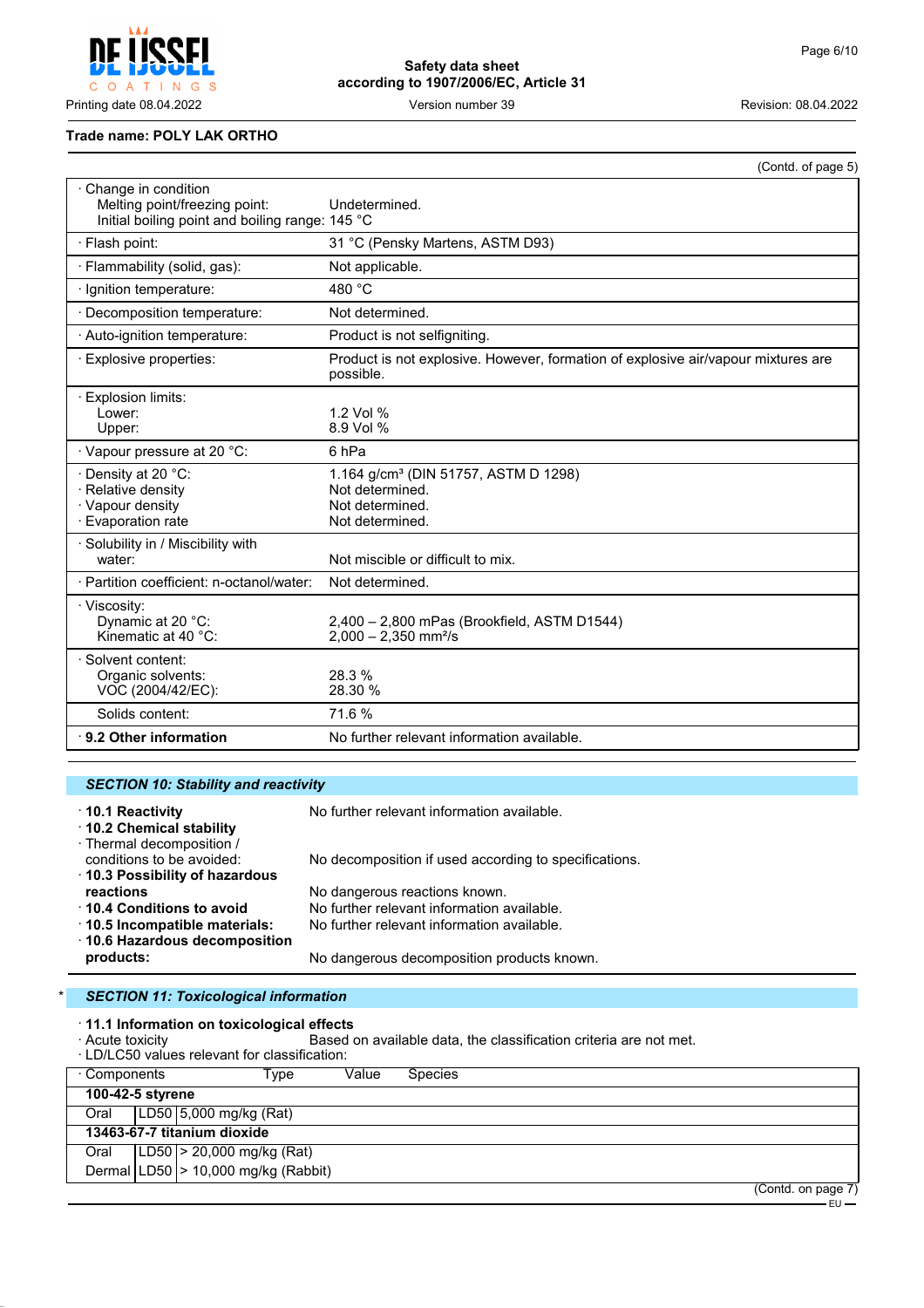**Trade name: POLY LAK ORTHO**

(Contd. of page 5)

| | |
|---|---|
| · Change in condition<br>Melting point/freezing point:<br>Initial boiling point and boiling range: | <br>Undetermined.<br>145 °C |
| · Flash point: | 31 °C (Pensky Martens, ASTM D93) |
| · Flammability (solid, gas): | Not applicable. |
| · Ignition temperature: | 480 °C |
| · Decomposition temperature: | Not determined. |
| · Auto-ignition temperature: | Product is not selfigniting. |
| · Explosive properties: | Product is not explosive. However, formation of explosive air/vapour mixtures are possible. |
| · Explosion limits:<br>Lower:<br>Upper: | <br>1.2 Vol %<br>8.9 Vol % |
| · Vapour pressure at 20 °C: | 6 hPa |
| · Density at 20 °C:<br>· Relative density<br>· Vapour density<br>· Evaporation rate | 1.164 g/cm³ (DIN 51757, ASTM D 1298)<br>Not determined.<br>Not determined.<br>Not determined. |
| · Solubility in / Miscibility with water: | Not miscible or difficult to mix. |
| · Partition coefficient: n-octanol/water: | Not determined. |
| · Viscosity:<br>Dynamic at 20 °C:<br>Kinematic at 40 °C: | <br>2,400 – 2,800 mPas (Brookfield, ASTM D1544)<br>2,000 – 2,350 mm²/s |
| · Solvent content:<br>Organic solvents:<br>VOC (2004/42/EC): | <br>28.3 %<br>28.30 % |
| Solids content: | 71.6 % |
| · **9.2 Other information** | No further relevant information available. |

## SECTION 10: Stability and reactivity

· **10.1 Reactivity** No further relevant information available.

· **10.2 Chemical stability**

· Thermal decomposition / conditions to be avoided: No decomposition if used according to specifications.

· **10.3 Possibility of hazardous reactions** No dangerous reactions known.

· **10.4 Conditions to avoid** No further relevant information available.

· **10.5 Incompatible materials:** No further relevant information available.

· **10.6 Hazardous decomposition products:** No dangerous decomposition products known.

## * SECTION 11: Toxicological information

· **11.1 Information on toxicological effects**

· Acute toxicity Based on available data, the classification criteria are not met.

· LD/LC50 values relevant for classification:

| · Components | Type | Value | Species |
|---|---|---|---|
| **100-42-5 styrene** | | | |
| Oral | LD50 | 5,000 mg/kg | (Rat) |
| **13463-67-7 titanium dioxide** | | | |
| Oral | LD50 | > 20,000 mg/kg | (Rat) |
| Dermal | LD50 | > 10,000 mg/kg | (Rabbit) |

(Contd. on page 7)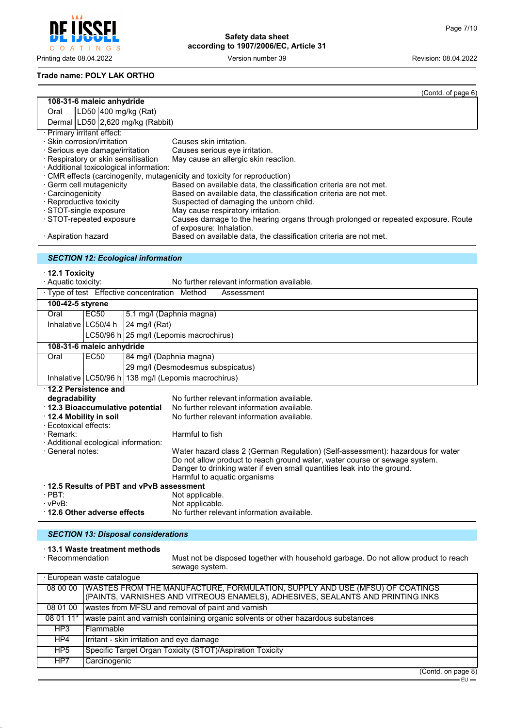**Trade name: POLY LAK ORTHO**

(Contd. of page 6)

| 108-31-6 maleic anhydride | | |
|---|---|---|
| Oral | LD50 | 400 mg/kg (Rat) |
| Dermal | LD50 | 2,620 mg/kg (Rabbit) |

· Primary irritant effect:
· Skin corrosion/irritation: Causes skin irritation.
· Serious eye damage/irritation: Causes serious eye irritation.
· Respiratory or skin sensitisation: May cause an allergic skin reaction.
· Additional toxicological information:
· CMR effects (carcinogenity, mutagenicity and toxicity for reproduction)
· Germ cell mutagenicity: Based on available data, the classification criteria are not met.
· Carcinogenicity: Based on available data, the classification criteria are not met.
· Reproductive toxicity: Suspected of damaging the unborn child.
· STOT-single exposure: May cause respiratory irritation.
· STOT-repeated exposure: Causes damage to the hearing organs through prolonged or repeated exposure. Route of exposure: Inhalation.
· Aspiration hazard: Based on available data, the classification criteria are not met.

## *SECTION 12: Ecological information*

· **12.1 Toxicity**
· Aquatic toxicity: No further relevant information available.

| · Type of test | Effective concentration | Method / Assessment |
|---|---|---|
| **100-42-5 styrene** | | |
| Oral | EC50 | 5.1 mg/l (Daphnia magna) |
| Inhalative | LC50/4 h | 24 mg/l (Rat) |
| | LC50/96 h | 25 mg/l (Lepomis macrochirus) |
| **108-31-6 maleic anhydride** | | |
| Oral | EC50 | 84 mg/l (Daphnia magna) |
| | | 29 mg/l (Desmodesmus subspicatus) |
| Inhalative | LC50/96 h | 138 mg/l (Lepomis macrochirus) |

· **12.2 Persistence and degradability**: No further relevant information available.
· **12.3 Bioaccumulative potential**: No further relevant information available.
· **12.4 Mobility in soil**: No further relevant information available.
· Ecotoxical effects:
· Remark: Harmful to fish
· Additional ecological information:
· General notes: Water hazard class 2 (German Regulation) (Self-assessment): hazardous for water
Do not allow product to reach ground water, water course or sewage system.
Danger to drinking water if even small quantities leak into the ground.
Harmful to aquatic organisms
· **12.5 Results of PBT and vPvB assessment**
· PBT: Not applicable.
· vPvB: Not applicable.
· **12.6 Other adverse effects**: No further relevant information available.

## *SECTION 13: Disposal considerations*

· **13.1 Waste treatment methods**
· Recommendation: Must not be disposed together with household garbage. Do not allow product to reach sewage system.

| · European waste catalogue | |
|---|---|
| 08 00 00 | WASTES FROM THE MANUFACTURE, FORMULATION, SUPPLY AND USE (MFSU) OF COATINGS (PAINTS, VARNISHES AND VITREOUS ENAMELS), ADHESIVES, SEALANTS AND PRINTING INKS |
| 08 01 00 | wastes from MFSU and removal of paint and varnish |
| 08 01 11* | waste paint and varnish containing organic solvents or other hazardous substances |
| HP3 | Flammable |
| HP4 | Irritant - skin irritation and eye damage |
| HP5 | Specific Target Organ Toxicity (STOT)/Aspiration Toxicity |
| HP7 | Carcinogenic |

(Contd. on page 8)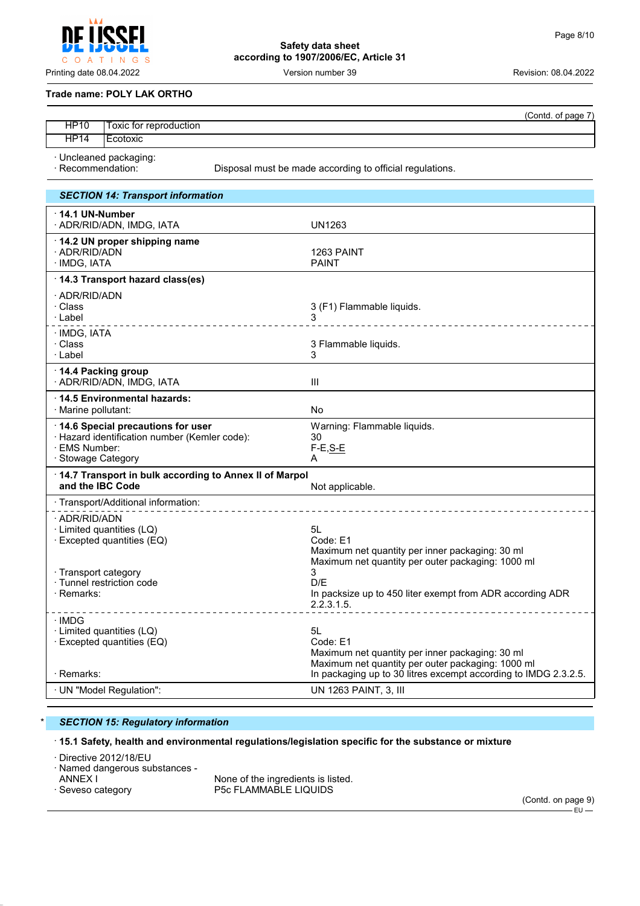Trade name: POLY LAK ORTHO

(Contd. of page 7)

| | |
|---|---|
| HP10 | Toxic for reproduction |
| HP14 | Ecotoxic |

· Uncleaned packaging:
· Recommendation: Disposal must be made according to official regulations.

## SECTION 14: Transport information

| | |
|---|---|
| **· 14.1 UN-Number** | |
| · ADR/RID/ADN, IMDG, IATA | UN1263 |
| **· 14.2 UN proper shipping name** | |
| · ADR/RID/ADN | 1263 PAINT |
| · IMDG, IATA | PAINT |
| **· 14.3 Transport hazard class(es)** | |
| · ADR/RID/ADN | |
| · Class | 3 (F1) Flammable liquids. |
| · Label | 3 |
| · IMDG, IATA | |
| · Class | 3 Flammable liquids. |
| · Label | 3 |
| **· 14.4 Packing group** | |
| · ADR/RID/ADN, IMDG, IATA | III |
| **· 14.5 Environmental hazards:** | |
| · Marine pollutant: | No |
| **· 14.6 Special precautions for user** | Warning: Flammable liquids. |
| · Hazard identification number (Kemler code): | 30 |
| · EMS Number: | F-E,S-E |
| · Stowage Category | A |
| **· 14.7 Transport in bulk according to Annex II of Marpol and the IBC Code** | Not applicable. |
| · Transport/Additional information: | |
| · ADR/RID/ADN | |
| · Limited quantities (LQ) | 5L |
| · Excepted quantities (EQ) | Code: E1<br>Maximum net quantity per inner packaging: 30 ml<br>Maximum net quantity per outer packaging: 1000 ml |
| · Transport category | 3 |
| · Tunnel restriction code | D/E |
| · Remarks: | In packsize up to 450 liter exempt from ADR according ADR 2.2.3.1.5. |
| · IMDG | |
| · Limited quantities (LQ) | 5L |
| · Excepted quantities (EQ) | Code: E1<br>Maximum net quantity per inner packaging: 30 ml<br>Maximum net quantity per outer packaging: 1000 ml |
| · Remarks: | In packaging up to 30 litres excempt according to IMDG 2.3.2.5. |
| · UN "Model Regulation": | UN 1263 PAINT, 3, III |

## * SECTION 15: Regulatory information

**· 15.1 Safety, health and environmental regulations/legislation specific for the substance or mixture**

· Directive 2012/18/EU
· Named dangerous substances - ANNEX I: None of the ingredients is listed.
· Seveso category: P5c FLAMMABLE LIQUIDS

(Contd. on page 9)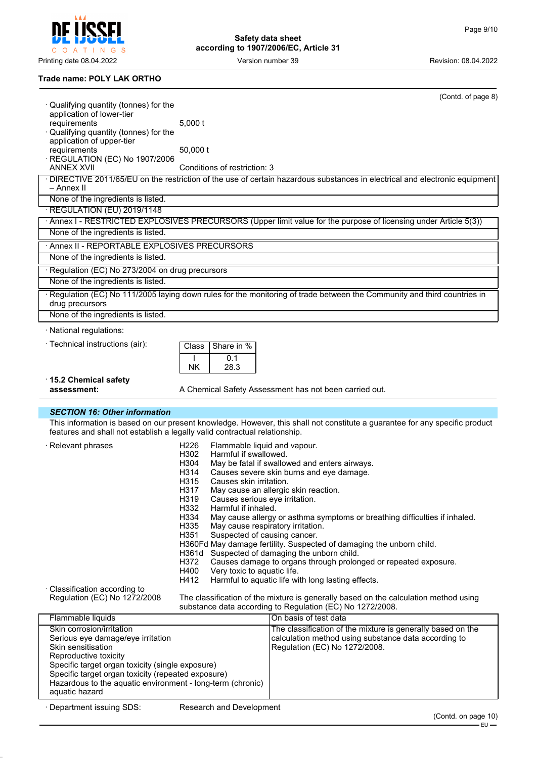## Trade name: POLY LAK ORTHO

(Contd. of page 8)

· Qualifying quantity (tonnes) for the application of lower-tier requirements: 5,000 t

· Qualifying quantity (tonnes) for the application of upper-tier requirements: 50,000 t

· REGULATION (EC) No 1907/2006 ANNEX XVII: Conditions of restriction: 3

| · DIRECTIVE 2011/65/EU on the restriction of the use of certain hazardous substances in electrical and electronic equipment – Annex II |
|---|
| None of the ingredients is listed. |

· REGULATION (EU) 2019/1148

| · Annex I - RESTRICTED EXPLOSIVES PRECURSORS (Upper limit value for the purpose of licensing under Article 5(3)) |
|---|
| None of the ingredients is listed. |

| · Annex II - REPORTABLE EXPLOSIVES PRECURSORS |
|---|
| None of the ingredients is listed. |

| · Regulation (EC) No 273/2004 on drug precursors |
|---|
| None of the ingredients is listed. |

| · Regulation (EC) No 111/2005 laying down rules for the monitoring of trade between the Community and third countries in drug precursors |
|---|
| None of the ingredients is listed. |

· National regulations:

· Technical instructions (air):

| Class | Share in % |
|---|---|
| I | 0.1 |
| NK | 28.3 |

· **15.2 Chemical safety assessment:** A Chemical Safety Assessment has not been carried out.

## *SECTION 16: Other information*

This information is based on our present knowledge. However, this shall not constitute a guarantee for any specific product features and shall not establish a legally valid contractual relationship.

· Relevant phrases

- H226 Flammable liquid and vapour.
- H302 Harmful if swallowed.
- H304 May be fatal if swallowed and enters airways.
- H314 Causes severe skin burns and eye damage.
- H315 Causes skin irritation.
- H317 May cause an allergic skin reaction.
- H319 Causes serious eye irritation.
- H332 Harmful if inhaled.
- H334 May cause allergy or asthma symptoms or breathing difficulties if inhaled.
- H335 May cause respiratory irritation.
- H351 Suspected of causing cancer.
- H360Fd May damage fertility. Suspected of damaging the unborn child.
- H361d Suspected of damaging the unborn child.
- H372 Causes damage to organs through prolonged or repeated exposure.
- H400 Very toxic to aquatic life.
- H412 Harmful to aquatic life with long lasting effects.

· Classification according to Regulation (EC) No 1272/2008: The classification of the mixture is generally based on the calculation method using substance data according to Regulation (EC) No 1272/2008.

| Flammable liquids | On basis of test data |
|---|---|
| Skin corrosion/irritation<br>Serious eye damage/eye irritation<br>Skin sensitisation<br>Reproductive toxicity<br>Specific target organ toxicity (single exposure)<br>Specific target organ toxicity (repeated exposure)<br>Hazardous to the aquatic environment - long-term (chronic) aquatic hazard | The classification of the mixture is generally based on the calculation method using substance data according to Regulation (EC) No 1272/2008. |

· Department issuing SDS: Research and Development

(Contd. on page 10)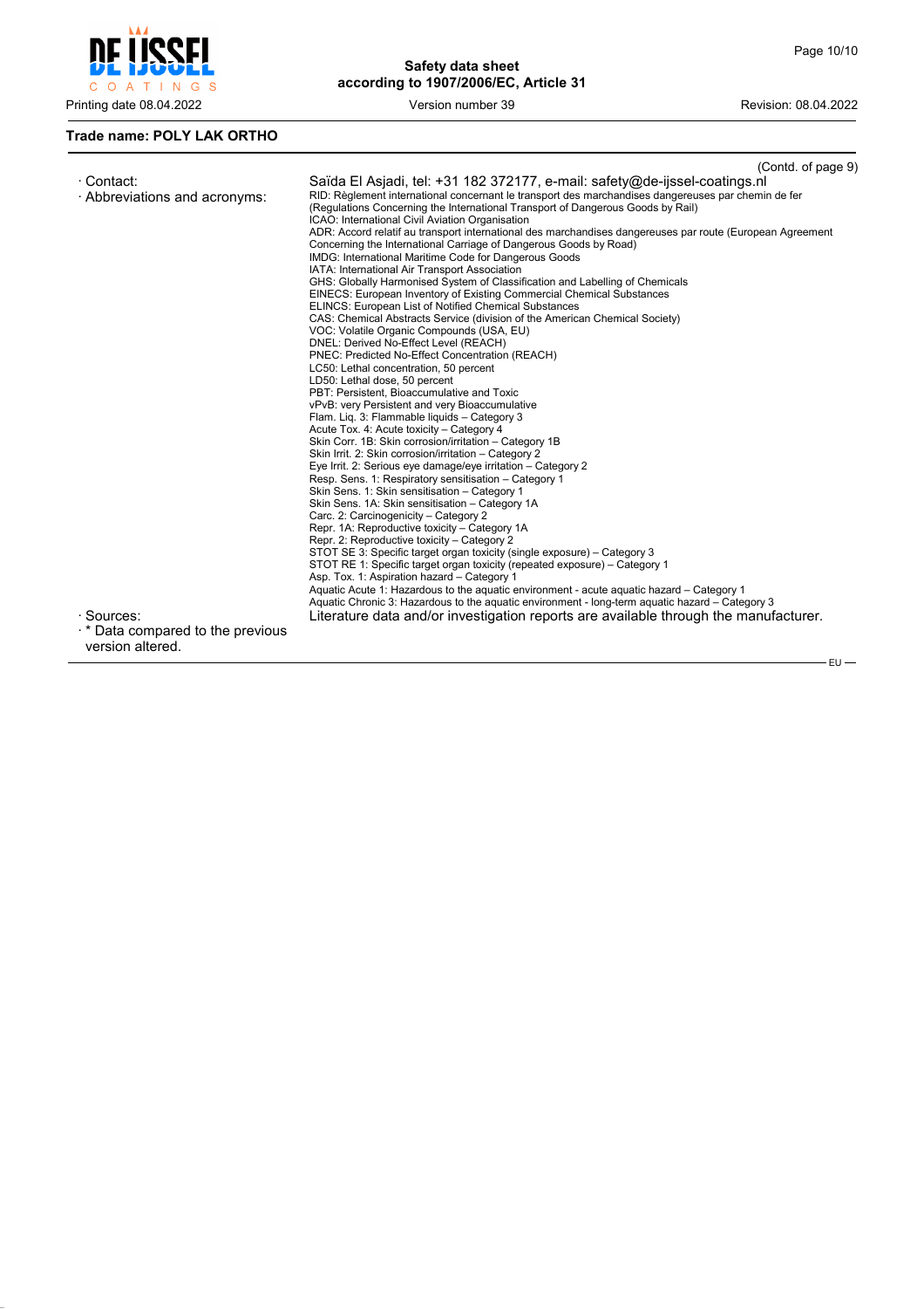**Trade name: POLY LAK ORTHO**

(Contd. of page 9)

· Contact: Saïda El Asjadi, tel: +31 182 372177, e-mail: safety@de-ijssel-coatings.nl

· Abbreviations and acronyms:

RID: Règlement international concernant le transport des marchandises dangereuses par chemin de fer (Regulations Concerning the International Transport of Dangerous Goods by Rail)
ICAO: International Civil Aviation Organisation
ADR: Accord relatif au transport international des marchandises dangereuses par route (European Agreement Concerning the International Carriage of Dangerous Goods by Road)
IMDG: International Maritime Code for Dangerous Goods
IATA: International Air Transport Association
GHS: Globally Harmonised System of Classification and Labelling of Chemicals
EINECS: European Inventory of Existing Commercial Chemical Substances
ELINCS: European List of Notified Chemical Substances
CAS: Chemical Abstracts Service (division of the American Chemical Society)
VOC: Volatile Organic Compounds (USA, EU)
DNEL: Derived No-Effect Level (REACH)
PNEC: Predicted No-Effect Concentration (REACH)
LC50: Lethal concentration, 50 percent
LD50: Lethal dose, 50 percent
PBT: Persistent, Bioaccumulative and Toxic
vPvB: very Persistent and very Bioaccumulative
Flam. Liq. 3: Flammable liquids – Category 3
Acute Tox. 4: Acute toxicity – Category 4
Skin Corr. 1B: Skin corrosion/irritation – Category 1B
Skin Irrit. 2: Skin corrosion/irritation – Category 2
Eye Irrit. 2: Serious eye damage/eye irritation – Category 2
Resp. Sens. 1: Respiratory sensitisation – Category 1
Skin Sens. 1: Skin sensitisation – Category 1
Skin Sens. 1A: Skin sensitisation – Category 1A
Carc. 2: Carcinogenicity – Category 2
Repr. 1A: Reproductive toxicity – Category 1A
Repr. 2: Reproductive toxicity – Category 2
STOT SE 3: Specific target organ toxicity (single exposure) – Category 3
STOT RE 1: Specific target organ toxicity (repeated exposure) – Category 1
Asp. Tox. 1: Aspiration hazard – Category 1
Aquatic Acute 1: Hazardous to the aquatic environment - acute aquatic hazard – Category 1
Aquatic Chronic 3: Hazardous to the aquatic environment - long-term aquatic hazard – Category 3

· Sources: Literature data and/or investigation reports are available through the manufacturer.

· * Data compared to the previous version altered.

EU